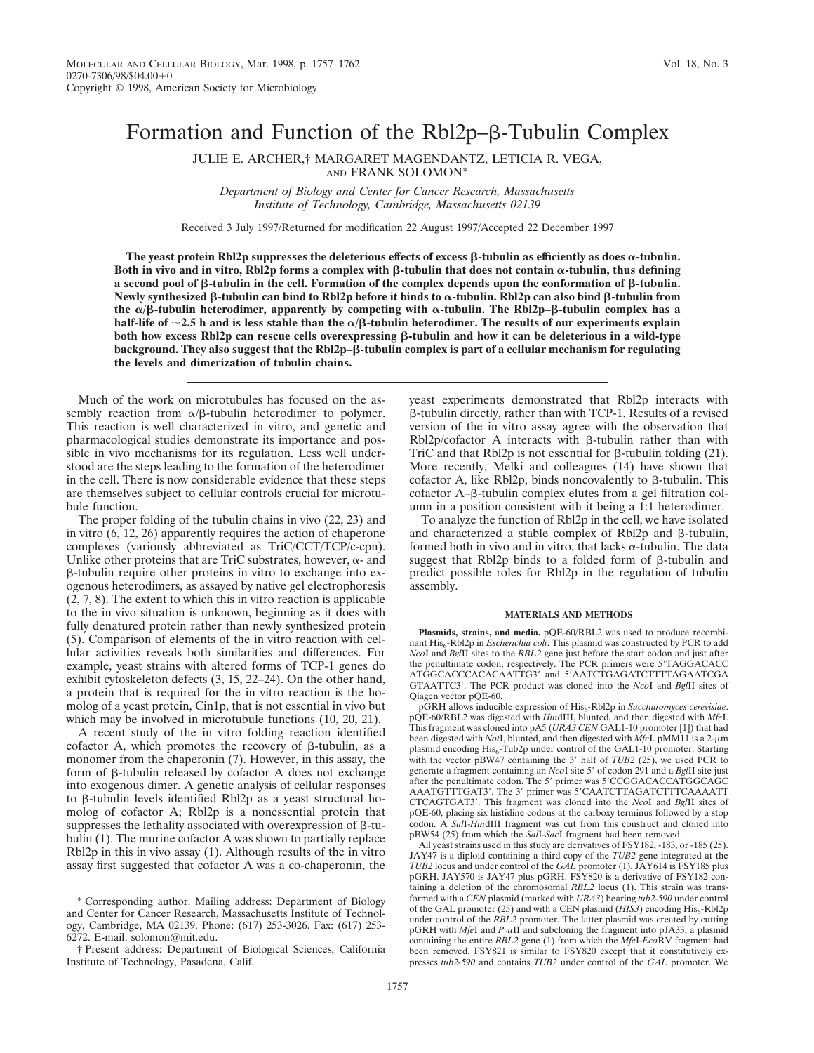Copyright © 1998, American Society for Microbiology

# Formation and Function of the Rbl2p–β-Tubulin Complex

JULIE E. ARCHER,† MARGARET MAGENDANTZ, LETICIA R. VEGA, AND FRANK SOLOMON*

*Department of Biology and Center for Cancer Research, Massachusetts Institute of Technology, Cambridge, Massachusetts 02139*

Received 3 July 1997/Returned for modification 22 August 1997/Accepted 22 December 1997

**The yeast protein Rbl2p suppresses the deleterious effects of excess β-tubulin as efficiently as does α-tubulin. Both in vivo and in vitro, Rbl2p forms a complex with β-tubulin that does not contain α-tubulin, thus defining a second pool of β-tubulin in the cell. Formation of the complex depends upon the conformation of β-tubulin. Newly synthesized β-tubulin can bind to Rbl2p before it binds to α-tubulin. Rbl2p can also bind β-tubulin from the α/β-tubulin heterodimer, apparently by competing with α-tubulin. The Rbl2p–β-tubulin complex has a half-life of ~2.5 h and is less stable than the α/β-tubulin heterodimer. The results of our experiments explain both how excess Rbl2p can rescue cells overexpressing β-tubulin and how it can be deleterious in a wild-type background. They also suggest that the Rbl2p–β-tubulin complex is part of a cellular mechanism for regulating the levels and dimerization of tubulin chains.**

Much of the work on microtubules has focused on the assembly reaction from α/β-tubulin heterodimer to polymer. This reaction is well characterized in vitro, and genetic and pharmacological studies demonstrate its importance and possible in vivo mechanisms for its regulation. Less well understood are the steps leading to the formation of the heterodimer in the cell. There is now considerable evidence that these steps are themselves subject to cellular controls crucial for microtubule function.

The proper folding of the tubulin chains in vivo (22, 23) and in vitro (6, 12, 26) apparently requires the action of chaperone complexes (variously abbreviated as TriC/CCT/TCP/c-cpn). Unlike other proteins that are TriC substrates, however, α- and β-tubulin require other proteins in vitro to exchange into exogenous heterodimers, as assayed by native gel electrophoresis (2, 7, 8). The extent to which this in vitro reaction is applicable to the in vivo situation is unknown, beginning as it does with fully denatured protein rather than newly synthesized protein (5). Comparison of elements of the in vitro reaction with cellular activities reveals both similarities and differences. For example, yeast strains with altered forms of TCP-1 genes do exhibit cytoskeleton defects (3, 15, 22–24). On the other hand, a protein that is required for the in vitro reaction is the homolog of a yeast protein, Cin1p, that is not essential in vivo but which may be involved in microtubule functions (10, 20, 21).

A recent study of the in vitro folding reaction identified cofactor A, which promotes the recovery of β-tubulin, as a monomer from the chaperonin (7). However, in this assay, the form of β-tubulin released by cofactor A does not exchange into exogenous dimer. A genetic analysis of cellular responses to β-tubulin levels identified Rbl2p as a yeast structural homolog of cofactor A; Rbl2p is a nonessential protein that suppresses the lethality associated with overexpression of β-tubulin (1). The murine cofactor A was shown to partially replace Rbl2p in this in vivo assay (1). Although results of the in vitro assay first suggested that cofactor A was a co-chaperonin, the yeast experiments demonstrated that Rbl2p interacts with β-tubulin directly, rather than with TCP-1. Results of a revised version of the in vitro assay agree with the observation that Rbl2p/cofactor A interacts with β-tubulin rather than with TriC and that Rbl2p is not essential for β-tubulin folding (21). More recently, Melki and colleagues (14) have shown that cofactor A, like Rbl2p, binds noncovalently to β-tubulin. This cofactor A–β-tubulin complex elutes from a gel filtration column in a position consistent with it being a 1:1 heterodimer.

To analyze the function of Rbl2p in the cell, we have isolated and characterized a stable complex of Rbl2p and β-tubulin, formed both in vivo and in vitro, that lacks α-tubulin. The data suggest that Rbl2p binds to a folded form of β-tubulin and predict possible roles for Rbl2p in the regulation of tubulin assembly.

## MATERIALS AND METHODS

**Plasmids, strains, and media.** pQE-60/RBL2 was used to produce recombinant His$_6$-Rbl2p in *Escherichia coli*. This plasmid was constructed by PCR to add *Nco*I and *Bgl*II sites to the *RBL2* gene just before the start codon and just after the penultimate codon, respectively. The PCR primers were 5′TAGGACACC ATGGCACCCACACAATTG3′ and 5′AATCTGAGATCTTTTAGAATCGA GTAATTC3′. The PCR product was cloned into the *Nco*I and *Bgl*II sites of Qiagen vector pQE-60.

pGRH allows inducible expression of His$_6$-Rbl2p in *Saccharomyces cerevisiae*. pQE-60/RBL2 was digested with *Hin*dIII, blunted, and then digested with *Mfe*I. This fragment was cloned into pA5 (*URA3 CEN* GAL1-10 promoter [1]) that had been digested with *Not*I, blunted, and then digested with *Mfe*I. pMM11 is a 2-μm plasmid encoding His$_6$-Tub2p under control of the GAL1-10 promoter. Starting with the vector pBW47 containing the 3′ half of *TUB2* (25), we used PCR to generate a fragment containing an *Nco*I site 5′ of codon 291 and a *Bgl*II site just after the penultimate codon. The 5′ primer was 5′CCGGACACCATGGCAGC AAATGTTTGAT3′. The 3′ primer was 5′CAATCTTAGATCTTTCAAAATT CTCAGTGAT3′. This fragment was cloned into the *Nco*I and *Bgl*II sites of pQE-60, placing six histidine codons at the carboxy terminus followed by a stop codon. A *Sal*I-*Hin*dIII fragment was cut from this construct and cloned into pBW54 (25) from which the *Sal*I-*Sac*I fragment had been removed.

All yeast strains used in this study are derivatives of FSY182, -183, or -185 (25). JAY47 is a diploid containing a third copy of the *TUB2* gene integrated at the *TUB2* locus and under control of the *GAL* promoter (1). JAY614 is FSY185 plus pGRH. JAY570 is JAY47 plus pGRH. FSY820 is a derivative of FSY182 containing a deletion of the chromosomal *RBL2* locus (1). This strain was transformed with a *CEN* plasmid (marked with *URA3*) bearing *tub2-590* under control of the GAL promoter (25) and with a CEN plasmid (*HIS3*) encoding His$_6$-Rbl2p under control of the *RBL2* promoter. The latter plasmid was created by cutting pGRH with *Mfe*I and *Pvu*II and subcloning the fragment into pJA33, a plasmid containing the entire *RBL2* gene (1) from which the *Mfe*I-*Eco*RV fragment had been removed. FSY821 is similar to FSY820 except that it constitutively expresses *tub2-590* and contains *TUB2* under control of the *GAL* promoter. We

---

* Corresponding author. Mailing address: Department of Biology and Center for Cancer Research, Massachusetts Institute of Technology, Cambridge, MA 02139. Phone: (617) 253-3026. Fax: (617) 253-6272. E-mail: solomon@mit.edu.

† Present address: Department of Biological Sciences, California Institute of Technology, Pasadena, Calif.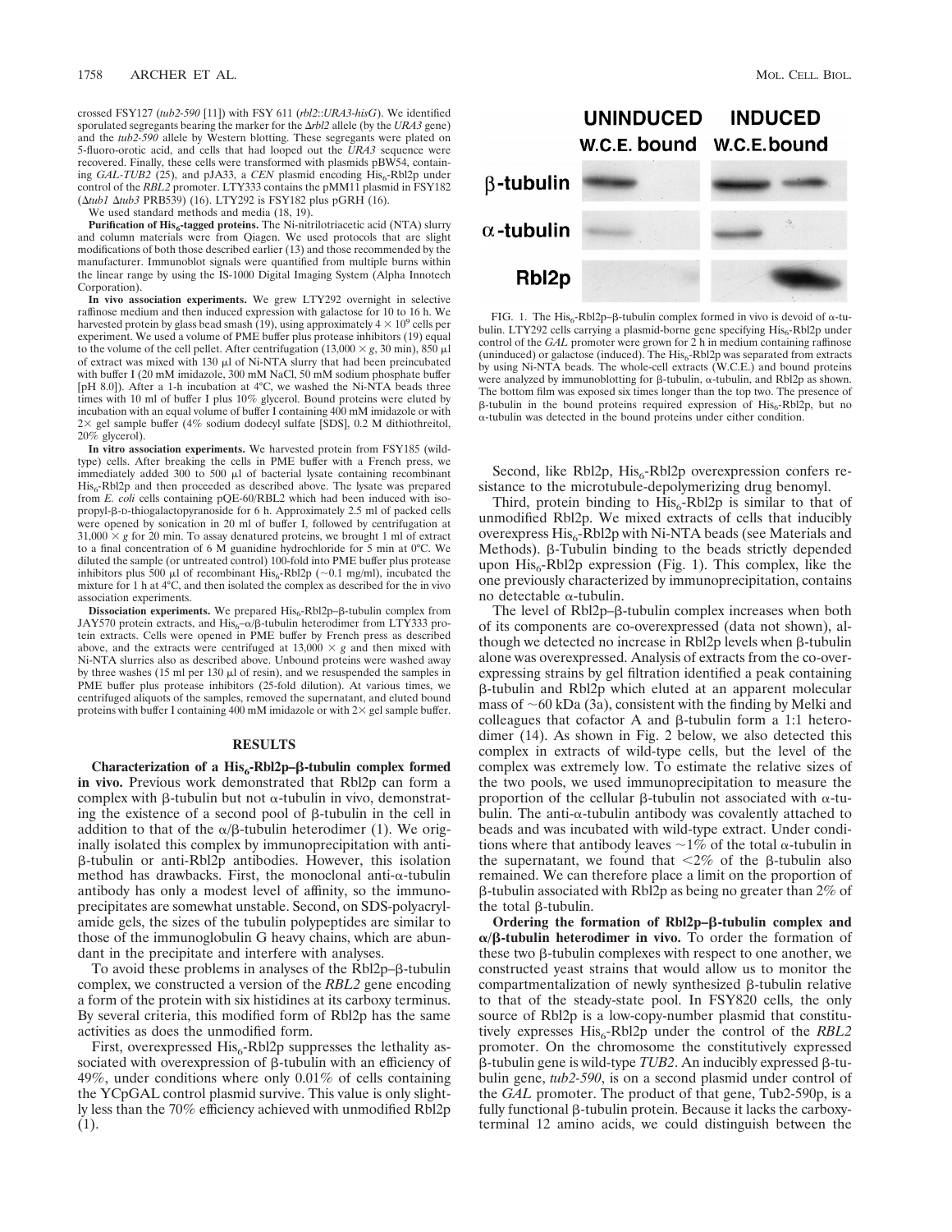crossed FSY127 (*tub2-590* [11]) with FSY 611 (*rbl2*::*URA3-hisG*). We identified sporulated segregants bearing the marker for the Δ*rbl2* allele (by the *URA3* gene) and the *tub2-590* allele by Western blotting. These segregants were plated on 5-fluoro-orotic acid, and cells that had looped out the *URA3* sequence were recovered. Finally, these cells were transformed with plasmids pBW54, containing *GAL-TUB2* (25), and pJA33, a *CEN* plasmid encoding $His_6$-Rbl2p under control of the *RBL2* promoter. LTY333 contains the pMM11 plasmid in FSY182 (Δ*tub1* Δ*tub3* PRB539) (16). LTY292 is FSY182 plus pGRH (16).

We used standard methods and media (18, 19).

**Purification of $His_6$-tagged proteins.** The Ni-nitrilotriacetic acid (NTA) slurry and column materials were from Qiagen. We used protocols that are slight modifications of both those described earlier (13) and those recommended by the manufacturer. Immunoblot signals were quantified from multiple burns within the linear range by using the IS-1000 Digital Imaging System (Alpha Innotech Corporation).

**In vivo association experiments.** We grew LTY292 overnight in selective raffinose medium and then induced expression with galactose for 10 to 16 h. We harvested protein by glass bead smash (19), using approximately $4 \times 10^9$ cells per experiment. We used a volume of PME buffer plus protease inhibitors (19) equal to the volume of the cell pellet. After centrifugation ($13,000 \times g$, 30 min), 850 μl of extract was mixed with 130 μl of Ni-NTA slurry that had been preincubated with buffer I (20 mM imidazole, 300 mM NaCl, 50 mM sodium phosphate buffer [pH 8.0]). After a 1-h incubation at 4°C, we washed the Ni-NTA beads three times with 10 ml of buffer I plus 10% glycerol. Bound proteins were eluted by incubation with an equal volume of buffer I containing 400 mM imidazole or with 2× gel sample buffer (4% sodium dodecyl sulfate [SDS], 0.2 M dithiothreitol, 20% glycerol).

**In vitro association experiments.** We harvested protein from FSY185 (wild-type) cells. After breaking the cells in PME buffer with a French press, we immediately added 300 to 500 μl of bacterial lysate containing recombinant $His_6$-Rbl2p and then proceeded as described above. The lysate was prepared from *E. coli* cells containing pQE-60/RBL2 which had been induced with isopropyl-β-D-thiogalactopyranoside for 6 h. Approximately 2.5 ml of packed cells were opened by sonication in 20 ml of buffer I, followed by centrifugation at $31,000 \times g$ for 20 min. To assay denatured proteins, we brought 1 ml of extract to a final concentration of 6 M guanidine hydrochloride for 5 min at 0°C. We diluted the sample (or untreated control) 100-fold into PME buffer plus protease inhibitors plus 500 μl of recombinant $His_6$-Rbl2p (~0.1 mg/ml), incubated the mixture for 1 h at 4°C, and then isolated the complex as described for the in vivo association experiments.

**Dissociation experiments.** We prepared $His_6$-Rbl2p–β-tubulin complex from JAY570 protein extracts, and $His_6$–α/β-tubulin heterodimer from LTY333 protein extracts. Cells were opened in PME buffer by French press as described above, and the extracts were centrifuged at $13,000 \times g$ and then mixed with Ni-NTA slurries also as described above. Unbound proteins were washed away by three washes (15 ml per 130 μl of resin), and we resuspended the samples in PME buffer plus protease inhibitors (25-fold dilution). At various times, we centrifuged aliquots of the samples, removed the supernatant, and eluted bound proteins with buffer I containing 400 mM imidazole or with 2× gel sample buffer.

## RESULTS

**Characterization of a $His_6$-Rbl2p–β-tubulin complex formed in vivo.** Previous work demonstrated that Rbl2p can form a complex with β-tubulin but not α-tubulin in vivo, demonstrating the existence of a second pool of β-tubulin in the cell in addition to that of the α/β-tubulin heterodimer (1). We originally isolated this complex by immunoprecipitation with anti-β-tubulin or anti-Rbl2p antibodies. However, this isolation method has drawbacks. First, the monoclonal anti-α-tubulin antibody has only a modest level of affinity, so the immunoprecipitates are somewhat unstable. Second, on SDS-polyacrylamide gels, the sizes of the tubulin polypeptides are similar to those of the immunoglobulin G heavy chains, which are abundant in the precipitate and interfere with analyses.

To avoid these problems in analyses of the Rbl2p–β-tubulin complex, we constructed a version of the *RBL2* gene encoding a form of the protein with six histidines at its carboxy terminus. By several criteria, this modified form of Rbl2p has the same activities as does the unmodified form.

First, overexpressed $His_6$-Rbl2p suppresses the lethality associated with overexpression of β-tubulin with an efficiency of 49%, under conditions where only 0.01% of cells containing the YCpGAL control plasmid survive. This value is only slightly less than the 70% efficiency achieved with unmodified Rbl2p (1).

FIG. 1. The $His_6$-Rbl2p–β-tubulin complex formed in vivo is devoid of α-tubulin. LTY292 cells carrying a plasmid-borne gene specifying $His_6$-Rbl2p under control of the *GAL* promoter were grown for 2 h in medium containing raffinose (uninduced) or galactose (induced). The $His_6$-Rbl2p was separated from extracts by using Ni-NTA beads. The whole-cell extracts (W.C.E.) and bound proteins were analyzed by immunoblotting for β-tubulin, α-tubulin, and Rbl2p as shown. The bottom film was exposed six times longer than the top two. The presence of β-tubulin in the bound proteins required expression of $His_6$-Rbl2p, but no α-tubulin was detected in the bound proteins under either condition.

Second, like Rbl2p, $His_6$-Rbl2p overexpression confers resistance to the microtubule-depolymerizing drug benomyl.

Third, protein binding to $His_6$-Rbl2p is similar to that of unmodified Rbl2p. We mixed extracts of cells that inducibly overexpress $His_6$-Rbl2p with Ni-NTA beads (see Materials and Methods). β-Tubulin binding to the beads strictly depended upon $His_6$-Rbl2p expression (Fig. 1). This complex, like the one previously characterized by immunoprecipitation, contains no detectable α-tubulin.

The level of Rbl2p–β-tubulin complex increases when both of its components are co-overexpressed (data not shown), although we detected no increase in Rbl2p levels when β-tubulin alone was overexpressed. Analysis of extracts from the co-overexpressing strains by gel filtration identified a peak containing β-tubulin and Rbl2p which eluted at an apparent molecular mass of ~60 kDa (3a), consistent with the finding by Melki and colleagues that cofactor A and β-tubulin form a 1:1 heterodimer (14). As shown in Fig. 2 below, we also detected this complex in extracts of wild-type cells, but the level of the complex was extremely low. To estimate the relative sizes of the two pools, we used immunoprecipitation to measure the proportion of the cellular β-tubulin not associated with α-tubulin. The anti-α-tubulin antibody was covalently attached to beads and was incubated with wild-type extract. Under conditions where that antibody leaves ~1% of the total α-tubulin in the supernatant, we found that <2% of the β-tubulin also remained. We can therefore place a limit on the proportion of β-tubulin associated with Rbl2p as being no greater than 2% of the total β-tubulin.

**Ordering the formation of Rbl2p–β-tubulin complex and α/β-tubulin heterodimer in vivo.** To order the formation of these two β-tubulin complexes with respect to one another, we constructed yeast strains that would allow us to monitor the compartmentalization of newly synthesized β-tubulin relative to that of the steady-state pool. In FSY820 cells, the only source of Rbl2p is a low-copy-number plasmid that constitutively expresses $His_6$-Rbl2p under the control of the *RBL2* promoter. On the chromosome the constitutively expressed β-tubulin gene is wild-type *TUB2*. An inducibly expressed β-tubulin gene, *tub2-590*, is on a second plasmid under control of the *GAL* promoter. The product of that gene, Tub2-590p, is a fully functional β-tubulin protein. Because it lacks the carboxy-terminal 12 amino acids, we could distinguish between the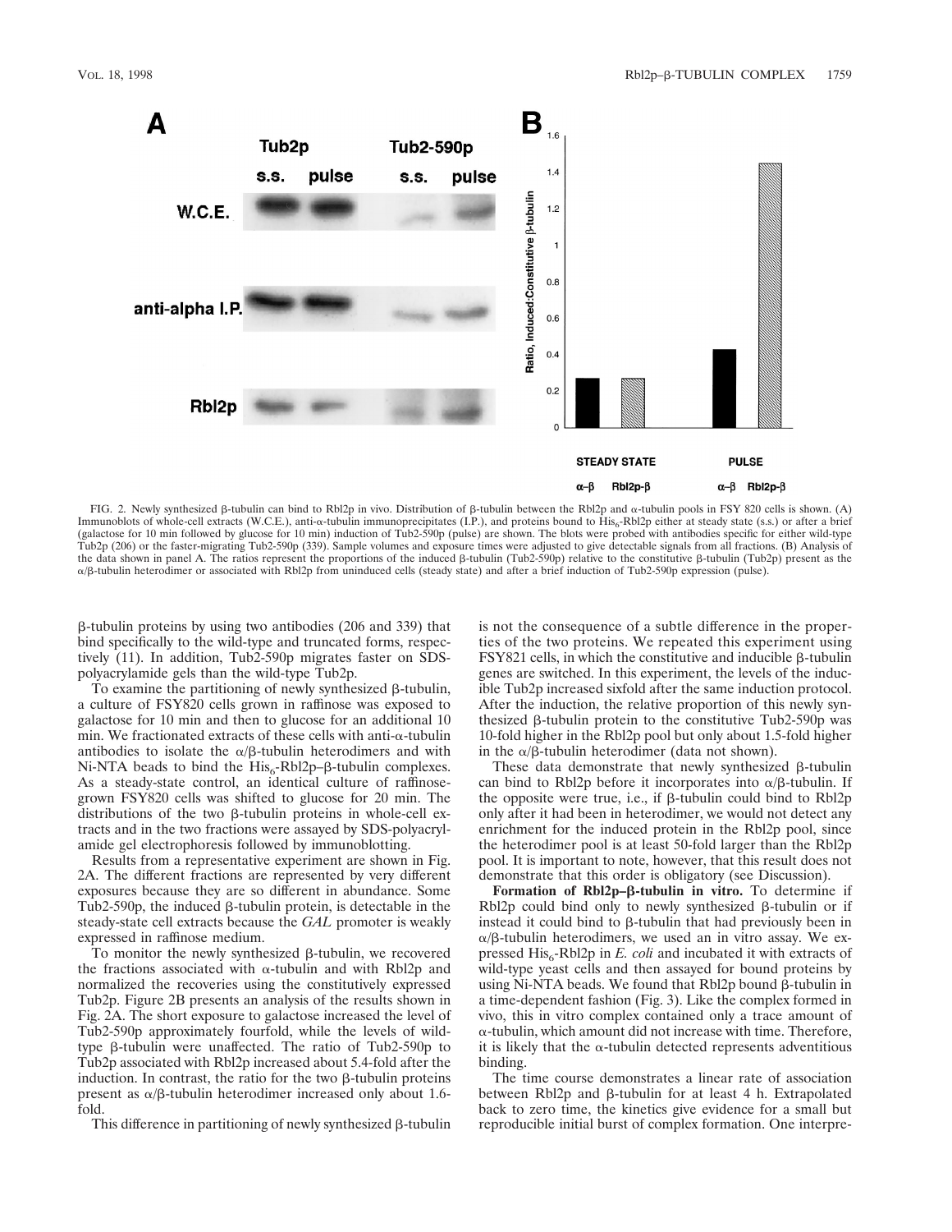FIG. 2. Newly synthesized β-tubulin can bind to Rbl2p in vivo. Distribution of β-tubulin between the Rbl2p and α-tubulin pools in FSY 820 cells is shown. (A) Immunoblots of whole-cell extracts (W.C.E.), anti-α-tubulin immunoprecipitates (I.P.), and proteins bound to $His_6$-Rbl2p either at steady state (s.s.) or after a brief (galactose for 10 min followed by glucose for 10 min) induction of Tub2-590p (pulse) are shown. The blots were probed with antibodies specific for either wild-type Tub2p (206) or the faster-migrating Tub2-590p (339). Sample volumes and exposure times were adjusted to give detectable signals from all fractions. (B) Analysis of the data shown in panel A. The ratios represent the proportions of the induced β-tubulin (Tub2-590p) relative to the constitutive β-tubulin (Tub2p) present as the α/β-tubulin heterodimer or associated with Rbl2p from uninduced cells (steady state) and after a brief induction of Tub2-590p expression (pulse).

β-tubulin proteins by using two antibodies (206 and 339) that bind specifically to the wild-type and truncated forms, respectively (11). In addition, Tub2-590p migrates faster on SDS-polyacrylamide gels than the wild-type Tub2p.

To examine the partitioning of newly synthesized β-tubulin, a culture of FSY820 cells grown in raffinose was exposed to galactose for 10 min and then to glucose for an additional 10 min. We fractionated extracts of these cells with anti-α-tubulin antibodies to isolate the α/β-tubulin heterodimers and with Ni-NTA beads to bind the $His_6$-Rbl2p–β-tubulin complexes. As a steady-state control, an identical culture of raffinose-grown FSY820 cells was shifted to glucose for 20 min. The distributions of the two β-tubulin proteins in whole-cell extracts and in the two fractions were assayed by SDS-polyacrylamide gel electrophoresis followed by immunoblotting.

Results from a representative experiment are shown in Fig. 2A. The different fractions are represented by very different exposures because they are so different in abundance. Some Tub2-590p, the induced β-tubulin protein, is detectable in the steady-state cell extracts because the *GAL* promoter is weakly expressed in raffinose medium.

To monitor the newly synthesized β-tubulin, we recovered the fractions associated with α-tubulin and with Rbl2p and normalized the recoveries using the constitutively expressed Tub2p. Figure 2B presents an analysis of the results shown in Fig. 2A. The short exposure to galactose increased the level of Tub2-590p approximately fourfold, while the levels of wild-type β-tubulin were unaffected. The ratio of Tub2-590p to Tub2p associated with Rbl2p increased about 5.4-fold after the induction. In contrast, the ratio for the two β-tubulin proteins present as α/β-tubulin heterodimer increased only about 1.6-fold.

This difference in partitioning of newly synthesized β-tubulin is not the consequence of a subtle difference in the properties of the two proteins. We repeated this experiment using FSY821 cells, in which the constitutive and inducible β-tubulin genes are switched. In this experiment, the levels of the inducible Tub2p increased sixfold after the same induction protocol. After the induction, the relative proportion of this newly synthesized β-tubulin protein to the constitutive Tub2-590p was 10-fold higher in the Rbl2p pool but only about 1.5-fold higher in the α/β-tubulin heterodimer (data not shown).

These data demonstrate that newly synthesized β-tubulin can bind to Rbl2p before it incorporates into α/β-tubulin. If the opposite were true, i.e., if β-tubulin could bind to Rbl2p only after it had been in heterodimer, we would not detect any enrichment for the induced protein in the Rbl2p pool, since the heterodimer pool is at least 50-fold larger than the Rbl2p pool. It is important to note, however, that this result does not demonstrate that this order is obligatory (see Discussion).

**Formation of Rbl2p–β-tubulin in vitro.** To determine if Rbl2p could bind only to newly synthesized β-tubulin or if instead it could bind to β-tubulin that had previously been in α/β-tubulin heterodimers, we used an in vitro assay. We expressed $His_6$-Rbl2p in *E. coli* and incubated it with extracts of wild-type yeast cells and then assayed for bound proteins by using Ni-NTA beads. We found that Rbl2p bound β-tubulin in a time-dependent fashion (Fig. 3). Like the complex formed in vivo, this in vitro complex contained only a trace amount of α-tubulin, which amount did not increase with time. Therefore, it is likely that the α-tubulin detected represents adventitious binding.

The time course demonstrates a linear rate of association between Rbl2p and β-tubulin for at least 4 h. Extrapolated back to zero time, the kinetics give evidence for a small but reproducible initial burst of complex formation. One interpre-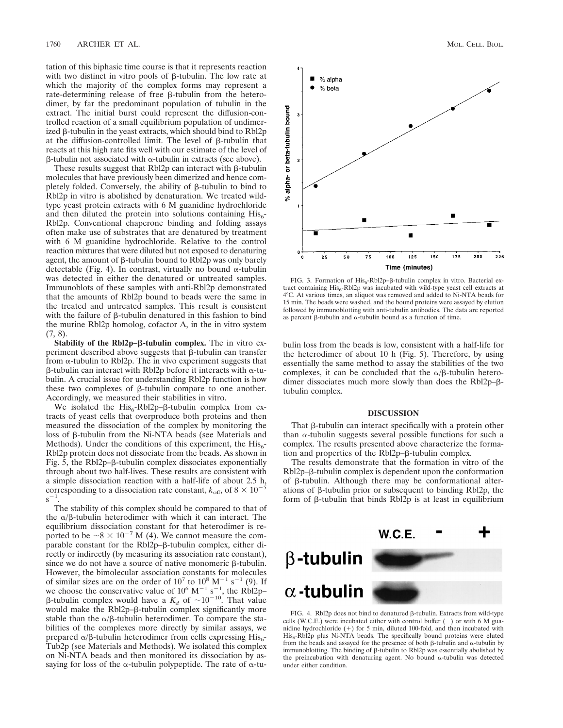tation of this biphasic time course is that it represents reaction with two distinct in vitro pools of β-tubulin. The low rate at which the majority of the complex forms may represent a rate-determining release of free β-tubulin from the heterodimer, by far the predominant population of tubulin in the extract. The initial burst could represent the diffusion-controlled reaction of a small equilibrium population of undimerized β-tubulin in the yeast extracts, which should bind to Rbl2p at the diffusion-controlled limit. The level of β-tubulin that reacts at this high rate fits well with our estimate of the level of β-tubulin not associated with α-tubulin in extracts (see above).

These results suggest that Rbl2p can interact with β-tubulin molecules that have previously been dimerized and hence completely folded. Conversely, the ability of β-tubulin to bind to Rbl2p in vitro is abolished by denaturation. We treated wild-type yeast protein extracts with 6 M guanidine hydrochloride and then diluted the protein into solutions containing $His_6$-Rbl2p. Conventional chaperone binding and folding assays often make use of substrates that are denatured by treatment with 6 M guanidine hydrochloride. Relative to the control reaction mixtures that were diluted but not exposed to denaturing agent, the amount of β-tubulin bound to Rbl2p was only barely detectable (Fig. 4). In contrast, virtually no bound α-tubulin was detected in either the denatured or untreated samples. Immunoblots of these samples with anti-Rbl2p demonstrated that the amounts of Rbl2p bound to beads were the same in the treated and untreated samples. This result is consistent with the failure of β-tubulin denatured in this fashion to bind the murine Rbl2p homolog, cofactor A, in the in vitro system (7, 8).

**Stability of the Rbl2p–β-tubulin complex.** The in vitro experiment described above suggests that β-tubulin can transfer from α-tubulin to Rbl2p. The in vivo experiment suggests that β-tubulin can interact with Rbl2p before it interacts with α-tubulin. A crucial issue for understanding Rbl2p function is how these two complexes of β-tubulin compare to one another. Accordingly, we measured their stabilities in vitro.

We isolated the $His_6$-Rbl2p–β-tubulin complex from extracts of yeast cells that overproduce both proteins and then measured the dissociation of the complex by monitoring the loss of β-tubulin from the Ni-NTA beads (see Materials and Methods). Under the conditions of this experiment, the $His_6$-Rbl2p protein does not dissociate from the beads. As shown in Fig. 5, the Rbl2p–β-tubulin complex dissociates exponentially through about two half-lives. These results are consistent with a simple dissociation reaction with a half-life of about 2.5 h, corresponding to a dissociation rate constant, $k_{off}$, of $8 \times 10^{-5}$ $s^{-1}$.

The stability of this complex should be compared to that of the α/β-tubulin heterodimer with which it can interact. The equilibrium dissociation constant for that heterodimer is reported to be $\sim 8 \times 10^{-7}$ M (4). We cannot measure the comparable constant for the Rbl2p–β-tubulin complex, either directly or indirectly (by measuring its association rate constant), since we do not have a source of native monomeric β-tubulin. However, the bimolecular association constants for molecules of similar sizes are on the order of $10^7$ to $10^8$ $M^{-1}$ $s^{-1}$ (9). If we choose the conservative value of $10^6$ $M^{-1}$ $s^{-1}$, the Rbl2p–β-tubulin complex would have a $K_d$ of $\sim 10^{-10}$. That value would make the Rbl2p–β-tubulin complex significantly more stable than the α/β-tubulin heterodimer. To compare the stabilities of the complexes more directly by similar assays, we prepared α/β-tubulin heterodimer from cells expressing $His_6$-Tub2p (see Materials and Methods). We isolated this complex on Ni-NTA beads and then monitored its dissociation by assaying for loss of the α-tubulin polypeptide. The rate of α-tubulin loss from the beads is low, consistent with a half-life for the heterodimer of about 10 h (Fig. 5). Therefore, by using essentially the same method to assay the stabilities of the two complexes, it can be concluded that the α/β-tubulin heterodimer dissociates much more slowly than does the Rbl2p–β-tubulin complex.

FIG. 3. Formation of $His_6$-Rbl2p–β-tubulin complex in vitro. Bacterial extract containing $His_6$-Rbl2p was incubated with wild-type yeast cell extracts at 4°C. At various times, an aliquot was removed and added to Ni-NTA beads for 15 min. The beads were washed, and the bound proteins were assayed by elution followed by immunoblotting with anti-tubulin antibodies. The data are reported as percent β-tubulin and α-tubulin bound as a function of time.

## DISCUSSION

That β-tubulin can interact specifically with a protein other than α-tubulin suggests several possible functions for such a complex. The results presented above characterize the formation and properties of the Rbl2p–β-tubulin complex.

The results demonstrate that the formation in vitro of the Rbl2p–β-tubulin complex is dependent upon the conformation of β-tubulin. Although there may be conformational alterations of β-tubulin prior or subsequent to binding Rbl2p, the form of β-tubulin that binds Rbl2p is at least in equilibrium

FIG. 4. Rbl2p does not bind to denatured β-tubulin. Extracts from wild-type cells (W.C.E.) were incubated either with control buffer (−) or with 6 M guanidine hydrochloride (+) for 5 min, diluted 100-fold, and then incubated with $His_6$-Rbl2p plus Ni-NTA beads. The specifically bound proteins were eluted from the beads and assayed for the presence of both β-tubulin and α-tubulin by immunoblotting. The binding of β-tubulin to Rbl2p was essentially abolished by the preincubation with denaturing agent. No bound α-tubulin was detected under either condition.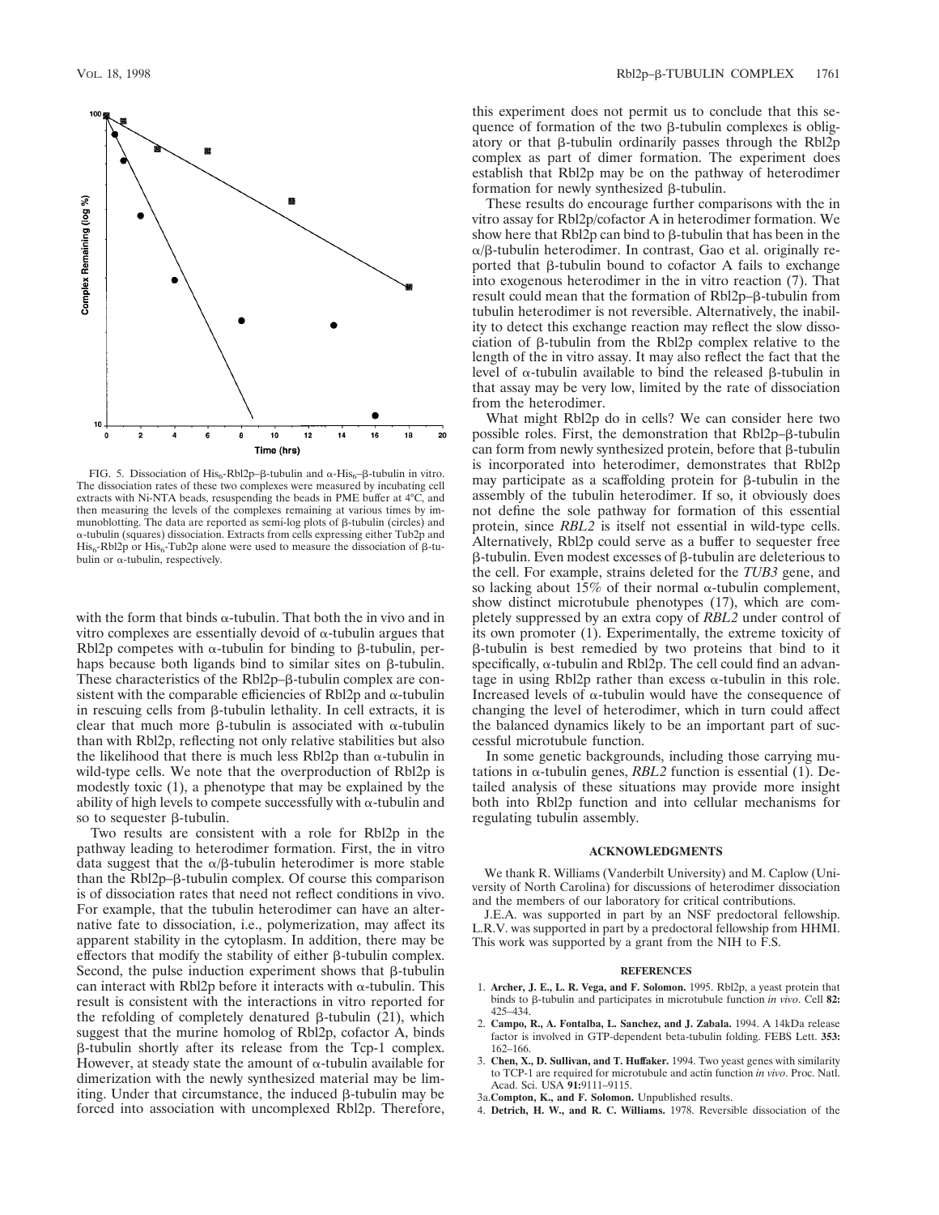FIG. 5. Dissociation of $His_6$-Rbl2p–β-tubulin and α-$His_6$–β-tubulin in vitro. The dissociation rates of these two complexes were measured by incubating cell extracts with Ni-NTA beads, resuspending the beads in PME buffer at 4°C, and then measuring the levels of the complexes remaining at various times by immunoblotting. The data are reported as semi-log plots of β-tubulin (circles) and α-tubulin (squares) dissociation. Extracts from cells expressing either Tub2p and $His_6$-Rbl2p or $His_6$-Tub2p alone were used to measure the dissociation of β-tubulin or α-tubulin, respectively.

with the form that binds α-tubulin. That both the in vivo and in vitro complexes are essentially devoid of α-tubulin argues that Rbl2p competes with α-tubulin for binding to β-tubulin, perhaps because both ligands bind to similar sites on β-tubulin. These characteristics of the Rbl2p–β-tubulin complex are consistent with the comparable efficiencies of Rbl2p and α-tubulin in rescuing cells from β-tubulin lethality. In cell extracts, it is clear that much more β-tubulin is associated with α-tubulin than with Rbl2p, reflecting not only relative stabilities but also the likelihood that there is much less Rbl2p than α-tubulin in wild-type cells. We note that the overproduction of Rbl2p is modestly toxic (1), a phenotype that may be explained by the ability of high levels to compete successfully with α-tubulin and so to sequester β-tubulin.

Two results are consistent with a role for Rbl2p in the pathway leading to heterodimer formation. First, the in vitro data suggest that the α/β-tubulin heterodimer is more stable than the Rbl2p–β-tubulin complex. Of course this comparison is of dissociation rates that need not reflect conditions in vivo. For example, that the tubulin heterodimer can have an alternative fate to dissociation, i.e., polymerization, may affect its apparent stability in the cytoplasm. In addition, there may be effectors that modify the stability of either β-tubulin complex. Second, the pulse induction experiment shows that β-tubulin can interact with Rbl2p before it interacts with α-tubulin. This result is consistent with the interactions in vitro reported for the refolding of completely denatured β-tubulin (21), which suggest that the murine homolog of Rbl2p, cofactor A, binds β-tubulin shortly after its release from the Tcp-1 complex. However, at steady state the amount of α-tubulin available for dimerization with the newly synthesized material may be limiting. Under that circumstance, the induced β-tubulin may be forced into association with uncomplexed Rbl2p. Therefore, this experiment does not permit us to conclude that this sequence of formation of the two β-tubulin complexes is obligatory or that β-tubulin ordinarily passes through the Rbl2p complex as part of dimer formation. The experiment does establish that Rbl2p may be on the pathway of heterodimer formation for newly synthesized β-tubulin.

These results do encourage further comparisons with the in vitro assay for Rbl2p/cofactor A in heterodimer formation. We show here that Rbl2p can bind to β-tubulin that has been in the α/β-tubulin heterodimer. In contrast, Gao et al. originally reported that β-tubulin bound to cofactor A fails to exchange into exogenous heterodimer in the in vitro reaction (7). That result could mean that the formation of Rbl2p–β-tubulin from tubulin heterodimer is not reversible. Alternatively, the inability to detect this exchange reaction may reflect the slow dissociation of β-tubulin from the Rbl2p complex relative to the length of the in vitro assay. It may also reflect the fact that the level of α-tubulin available to bind the released β-tubulin in that assay may be very low, limited by the rate of dissociation from the heterodimer.

What might Rbl2p do in cells? We can consider here two possible roles. First, the demonstration that Rbl2p–β-tubulin can form from newly synthesized protein, before that β-tubulin is incorporated into heterodimer, demonstrates that Rbl2p may participate as a scaffolding protein for β-tubulin in the assembly of the tubulin heterodimer. If so, it obviously does not define the sole pathway for formation of this essential protein, since *RBL2* is itself not essential in wild-type cells. Alternatively, Rbl2p could serve as a buffer to sequester free β-tubulin. Even modest excesses of β-tubulin are deleterious to the cell. For example, strains deleted for the *TUB3* gene, and so lacking about 15% of their normal α-tubulin complement, show distinct microtubule phenotypes (17), which are completely suppressed by an extra copy of *RBL2* under control of its own promoter (1). Experimentally, the extreme toxicity of β-tubulin is best remedied by two proteins that bind to it specifically, α-tubulin and Rbl2p. The cell could find an advantage in using Rbl2p rather than excess α-tubulin in this role. Increased levels of α-tubulin would have the consequence of changing the level of heterodimer, which in turn could affect the balanced dynamics likely to be an important part of successful microtubule function.

In some genetic backgrounds, including those carrying mutations in α-tubulin genes, *RBL2* function is essential (1). Detailed analysis of these situations may provide more insight both into Rbl2p function and into cellular mechanisms for regulating tubulin assembly.

## ACKNOWLEDGMENTS

We thank R. Williams (Vanderbilt University) and M. Caplow (University of North Carolina) for discussions of heterodimer dissociation and the members of our laboratory for critical contributions.

J.E.A. was supported in part by an NSF predoctoral fellowship. L.R.V. was supported in part by a predoctoral fellowship from HHMI. This work was supported by a grant from the NIH to F.S.

## REFERENCES

1. **Archer, J. E., L. R. Vega, and F. Solomon.** 1995. Rbl2p, a yeast protein that binds to β-tubulin and participates in microtubule function *in vivo*. Cell **82:** 425–434.
2. **Campo, R., A. Fontalba, L. Sanchez, and J. Zabala.** 1994. A 14kDa release factor is involved in GTP-dependent beta-tubulin folding. FEBS Lett. **353:** 162–166.
3. **Chen, X., D. Sullivan, and T. Huffaker.** 1994. Two yeast genes with similarity to TCP-1 are required for microtubule and actin function *in vivo*. Proc. Natl. Acad. Sci. USA **91:**9111–9115.

3a. **Compton, K., and F. Solomon.** Unpublished results.

4. **Detrich, H. W., and R. C. Williams.** 1978. Reversible dissociation of the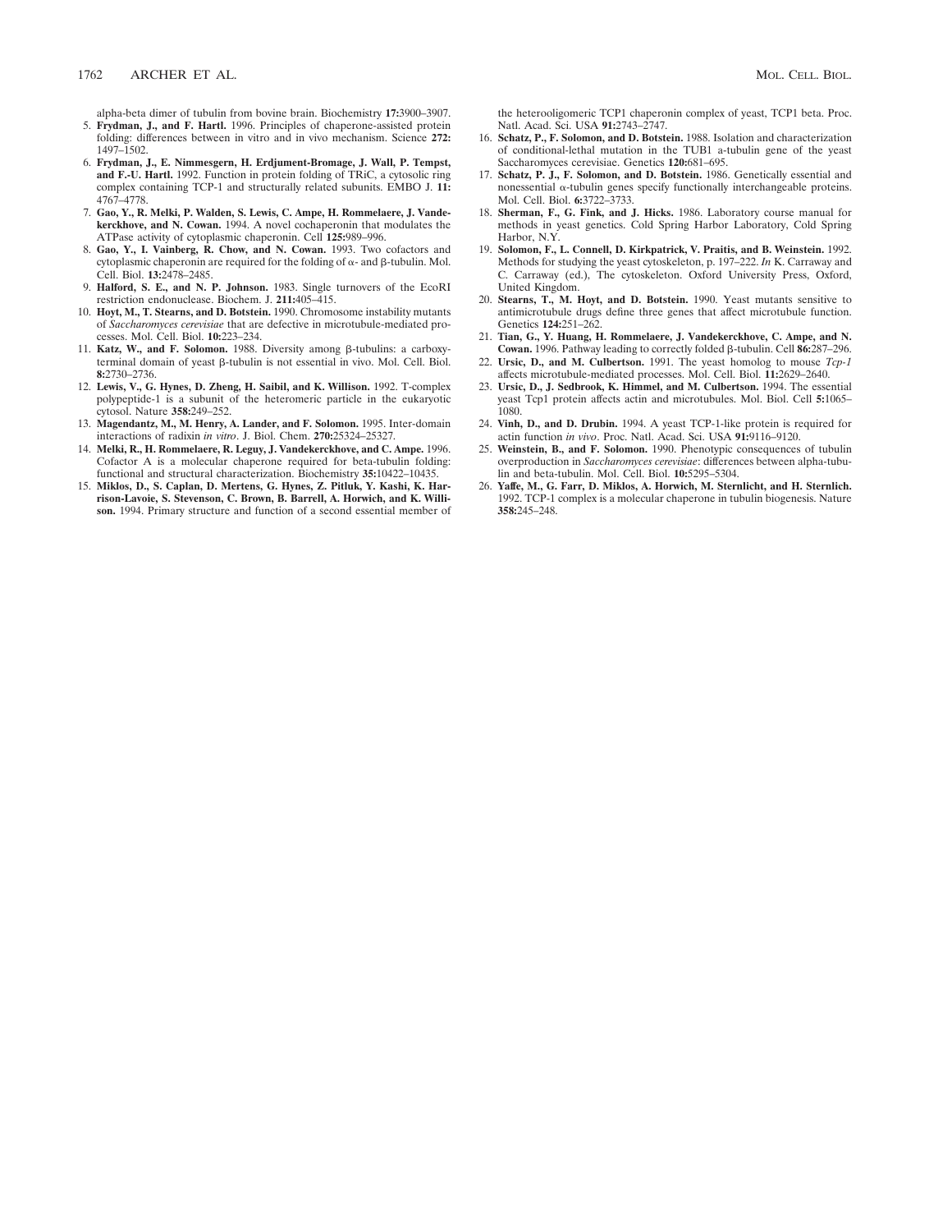alpha-beta dimer of tubulin from bovine brain. Biochemistry **17:**3900–3907.

5. **Frydman, J., and F. Hartl.** 1996. Principles of chaperone-assisted protein folding: differences between in vitro and in vivo mechanism. Science **272:** 1497–1502.
6. **Frydman, J., E. Nimmesgern, H. Erdjument-Bromage, J. Wall, P. Tempst, and F.-U. Hartl.** 1992. Function in protein folding of TRiC, a cytosolic ring complex containing TCP-1 and structurally related subunits. EMBO J. **11:** 4767–4778.
7. **Gao, Y., R. Melki, P. Walden, S. Lewis, C. Ampe, H. Rommelaere, J. Vandekerckhove, and N. Cowan.** 1994. A novel cochaperonin that modulates the ATPase activity of cytoplasmic chaperonin. Cell **125:**989–996.
8. **Gao, Y., I. Vainberg, R. Chow, and N. Cowan.** 1993. Two cofactors and cytoplasmic chaperonin are required for the folding of α- and β-tubulin. Mol. Cell. Biol. **13:**2478–2485.
9. **Halford, S. E., and N. P. Johnson.** 1983. Single turnovers of the EcoRI restriction endonuclease. Biochem. J. **211:**405–415.
10. **Hoyt, M., T. Stearns, and D. Botstein.** 1990. Chromosome instability mutants of *Saccharomyces cerevisiae* that are defective in microtubule-mediated processes. Mol. Cell. Biol. **10:**223–234.
11. **Katz, W., and F. Solomon.** 1988. Diversity among β-tubulins: a carboxy-terminal domain of yeast β-tubulin is not essential in vivo. Mol. Cell. Biol. **8:**2730–2736.
12. **Lewis, V., G. Hynes, D. Zheng, H. Saibil, and K. Willison.** 1992. T-complex polypeptide-1 is a subunit of the heteromeric particle in the eukaryotic cytosol. Nature **358:**249–252.
13. **Magendantz, M., M. Henry, A. Lander, and F. Solomon.** 1995. Inter-domain interactions of radixin *in vitro*. J. Biol. Chem. **270:**25324–25327.
14. **Melki, R., H. Rommelaere, R. Leguy, J. Vandekerckhove, and C. Ampe.** 1996. Cofactor A is a molecular chaperone required for beta-tubulin folding: functional and structural characterization. Biochemistry **35:**10422–10435.
15. **Miklos, D., S. Caplan, D. Mertens, G. Hynes, Z. Pitluk, Y. Kashi, K. Harrison-Lavoie, S. Stevenson, C. Brown, B. Barrell, A. Horwich, and K. Willison.** 1994. Primary structure and function of a second essential member of the heterooligomeric TCP1 chaperonin complex of yeast, TCP1 beta. Proc. Natl. Acad. Sci. USA **91:**2743–2747.
16. **Schatz, P., F. Solomon, and D. Botstein.** 1988. Isolation and characterization of conditional-lethal mutation in the TUB1 a-tubulin gene of the yeast Saccharomyces cerevisiae. Genetics **120:**681–695.
17. **Schatz, P. J., F. Solomon, and D. Botstein.** 1986. Genetically essential and nonessential α-tubulin genes specify functionally interchangeable proteins. Mol. Cell. Biol. **6:**3722–3733.
18. **Sherman, F., G. Fink, and J. Hicks.** 1986. Laboratory course manual for methods in yeast genetics. Cold Spring Harbor Laboratory, Cold Spring Harbor, N.Y.
19. **Solomon, F., L. Connell, D. Kirkpatrick, V. Praitis, and B. Weinstein.** 1992. Methods for studying the yeast cytoskeleton, p. 197–222. *In* K. Carraway and C. Carraway (ed.), The cytoskeleton. Oxford University Press, Oxford, United Kingdom.
20. **Stearns, T., M. Hoyt, and D. Botstein.** 1990. Yeast mutants sensitive to antimicrotubule drugs define three genes that affect microtubule function. Genetics **124:**251–262.
21. **Tian, G., Y. Huang, H. Rommelaere, J. Vandekerckhove, C. Ampe, and N. Cowan.** 1996. Pathway leading to correctly folded β-tubulin. Cell **86:**287–296.
22. **Ursic, D., and M. Culbertson.** 1991. The yeast homolog to mouse *Tcp-1* affects microtubule-mediated processes. Mol. Cell. Biol. **11:**2629–2640.
23. **Ursic, D., J. Sedbrook, K. Himmel, and M. Culbertson.** 1994. The essential yeast Tcp1 protein affects actin and microtubules. Mol. Biol. Cell **5:**1065–1080.
24. **Vinh, D., and D. Drubin.** 1994. A yeast TCP-1-like protein is required for actin function *in vivo*. Proc. Natl. Acad. Sci. USA **91:**9116–9120.
25. **Weinstein, B., and F. Solomon.** 1990. Phenotypic consequences of tubulin overproduction in *Saccharomyces cerevisiae*: differences between alpha-tubulin and beta-tubulin. Mol. Cell. Biol. **10:**5295–5304.
26. **Yaffe, M., G. Farr, D. Miklos, A. Horwich, M. Sternlicht, and H. Sternlich.** 1992. TCP-1 complex is a molecular chaperone in tubulin biogenesis. Nature **358:**245–248.